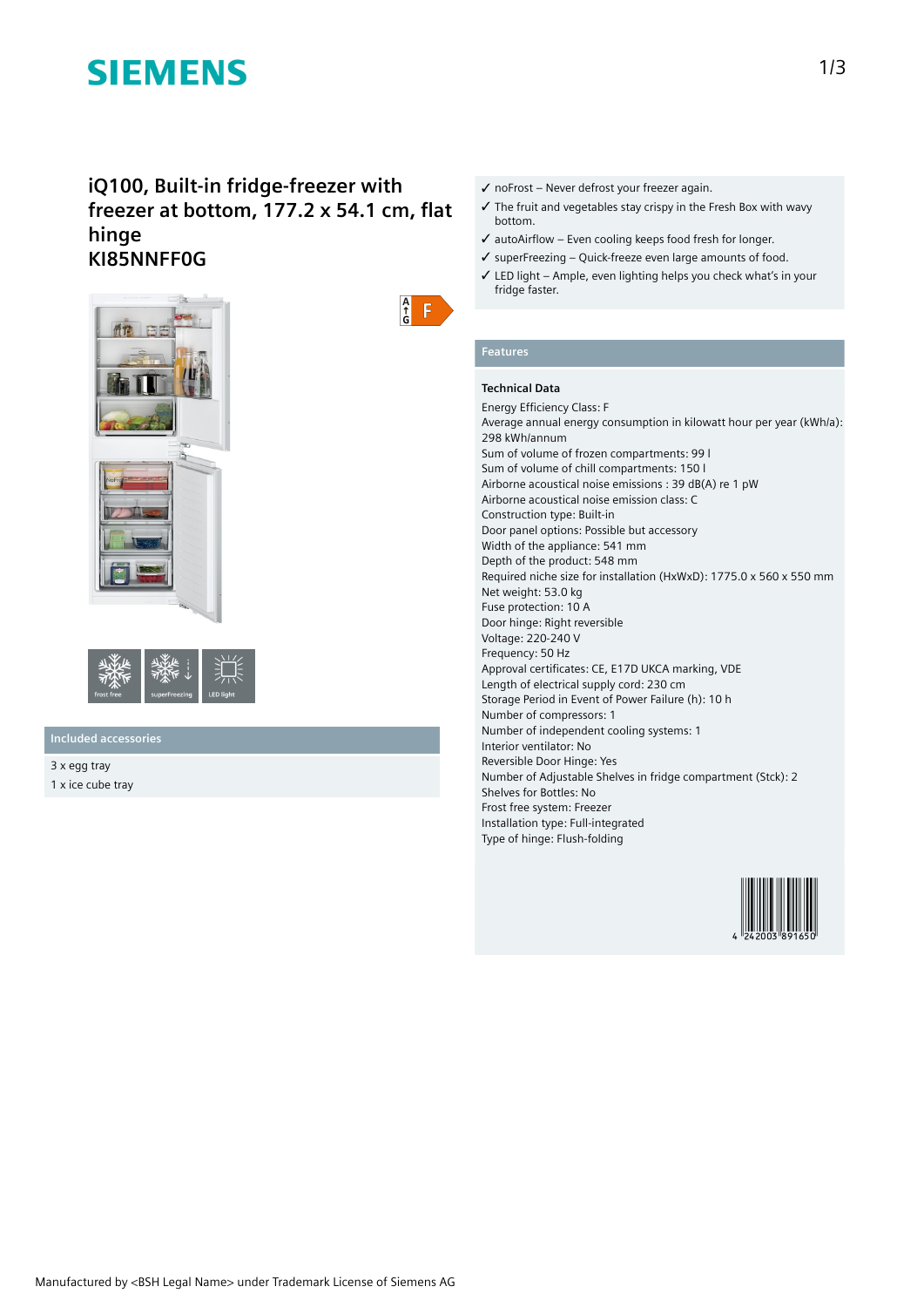# SIEMENS

## iQ100, Built-in fridge-freezer with freezer at bottom, 177.2 x 54.1 cm, flat hinge
## KI85NNFF0G

A ↑ G F

frost free | superFreezing | LED light

### Included accessories

3 x egg tray
1 x ice cube tray

✓ noFrost – Never defrost your freezer again.
✓ The fruit and vegetables stay crispy in the Fresh Box with wavy bottom.
✓ autoAirflow – Even cooling keeps food fresh for longer.
✓ superFreezing – Quick-freeze even large amounts of food.
✓ LED light – Ample, even lighting helps you check what's in your fridge faster.

### Features

**Technical Data**

Energy Efficiency Class: F
Average annual energy consumption in kilowatt hour per year (kWh/a): 298 kWh/annum
Sum of volume of frozen compartments: 99 l
Sum of volume of chill compartments: 150 l
Airborne acoustical noise emissions : 39 dB(A) re 1 pW
Airborne acoustical noise emission class: C
Construction type: Built-in
Door panel options: Possible but accessory
Width of the appliance: 541 mm
Depth of the product: 548 mm
Required niche size for installation (HxWxD): 1775.0 x 560 x 550 mm
Net weight: 53.0 kg
Fuse protection: 10 A
Door hinge: Right reversible
Voltage: 220-240 V
Frequency: 50 Hz
Approval certificates: CE, E17D UKCA marking, VDE
Length of electrical supply cord: 230 cm
Storage Period in Event of Power Failure (h): 10 h
Number of compressors: 1
Number of independent cooling systems: 1
Interior ventilator: No
Reversible Door Hinge: Yes
Number of Adjustable Shelves in fridge compartment (Stck): 2
Shelves for Bottles: No
Frost free system: Freezer
Installation type: Full-integrated
Type of hinge: Flush-folding

4 242003 891650

Manufactured by <BSH Legal Name> under Trademark License of Siemens AG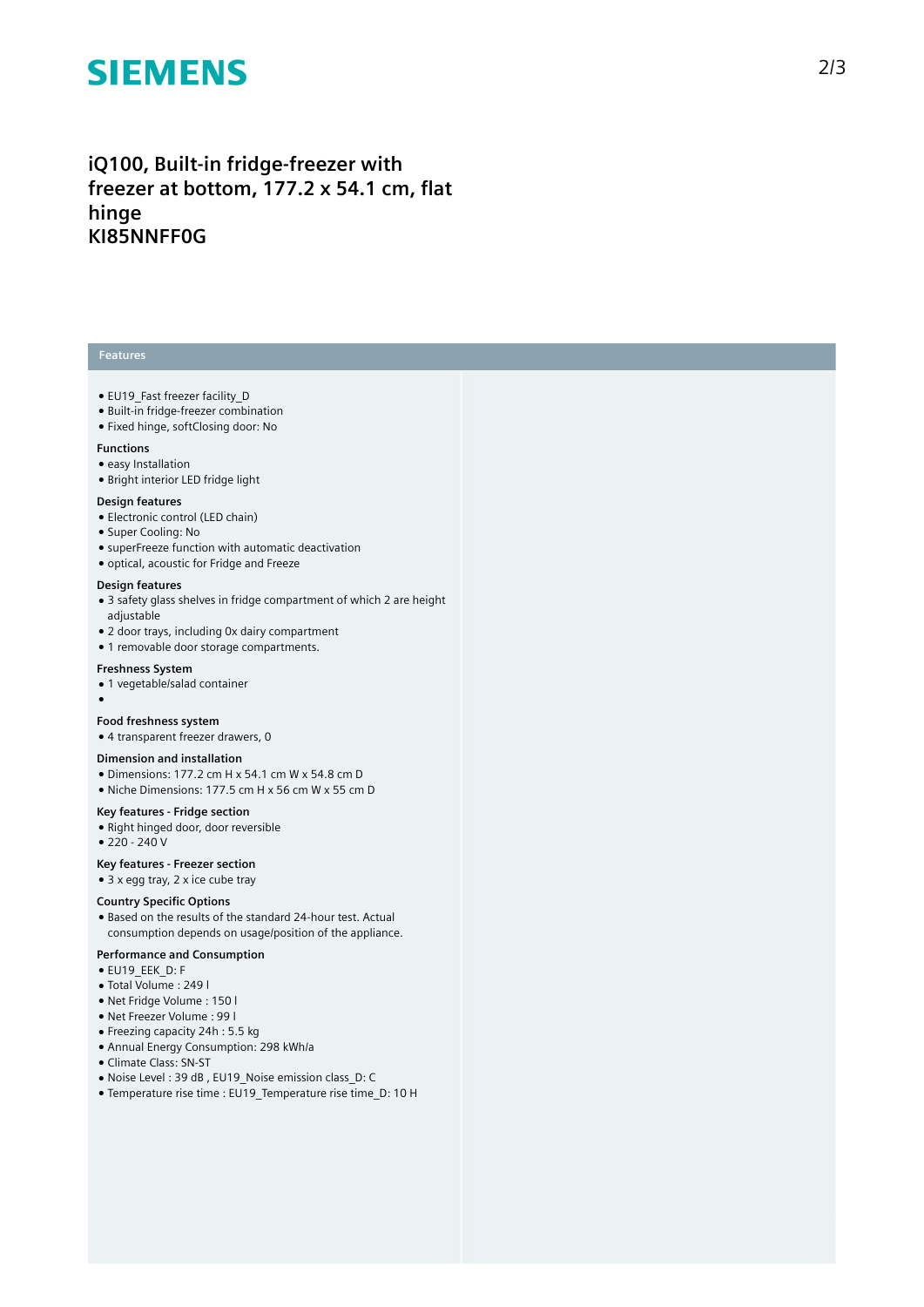# iQ100, Built-in fridge-freezer with freezer at bottom, 177.2 x 54.1 cm, flat hinge
# KI85NNFF0G

## Features

- EU19_Fast freezer facility_D
- Built-in fridge-freezer combination
- Fixed hinge, softClosing door: No

### Functions

- easy Installation
- Bright interior LED fridge light

### Design features

- Electronic control (LED chain)
- Super Cooling: No
- superFreeze function with automatic deactivation
- optical, acoustic for Fridge and Freeze

### Design features

- 3 safety glass shelves in fridge compartment of which 2 are height adjustable
- 2 door trays, including 0x dairy compartment
- 1 removable door storage compartments.

### Freshness System

- 1 vegetable/salad container
- 

### Food freshness system

- 4 transparent freezer drawers, 0

### Dimension and installation

- Dimensions: 177.2 cm H x 54.1 cm W x 54.8 cm D
- Niche Dimensions: 177.5 cm H x 56 cm W x 55 cm D

### Key features - Fridge section

- Right hinged door, door reversible
- 220 - 240 V

### Key features - Freezer section

- 3 x egg tray, 2 x ice cube tray

### Country Specific Options

- Based on the results of the standard 24-hour test. Actual consumption depends on usage/position of the appliance.

### Performance and Consumption

- EU19_EEK_D: F
- Total Volume : 249 l
- Net Fridge Volume : 150 l
- Net Freezer Volume : 99 l
- Freezing capacity 24h : 5.5 kg
- Annual Energy Consumption: 298 kWh/a
- Climate Class: SN-ST
- Noise Level : 39 dB , EU19_Noise emission class_D: C
- Temperature rise time : EU19_Temperature rise time_D: 10 H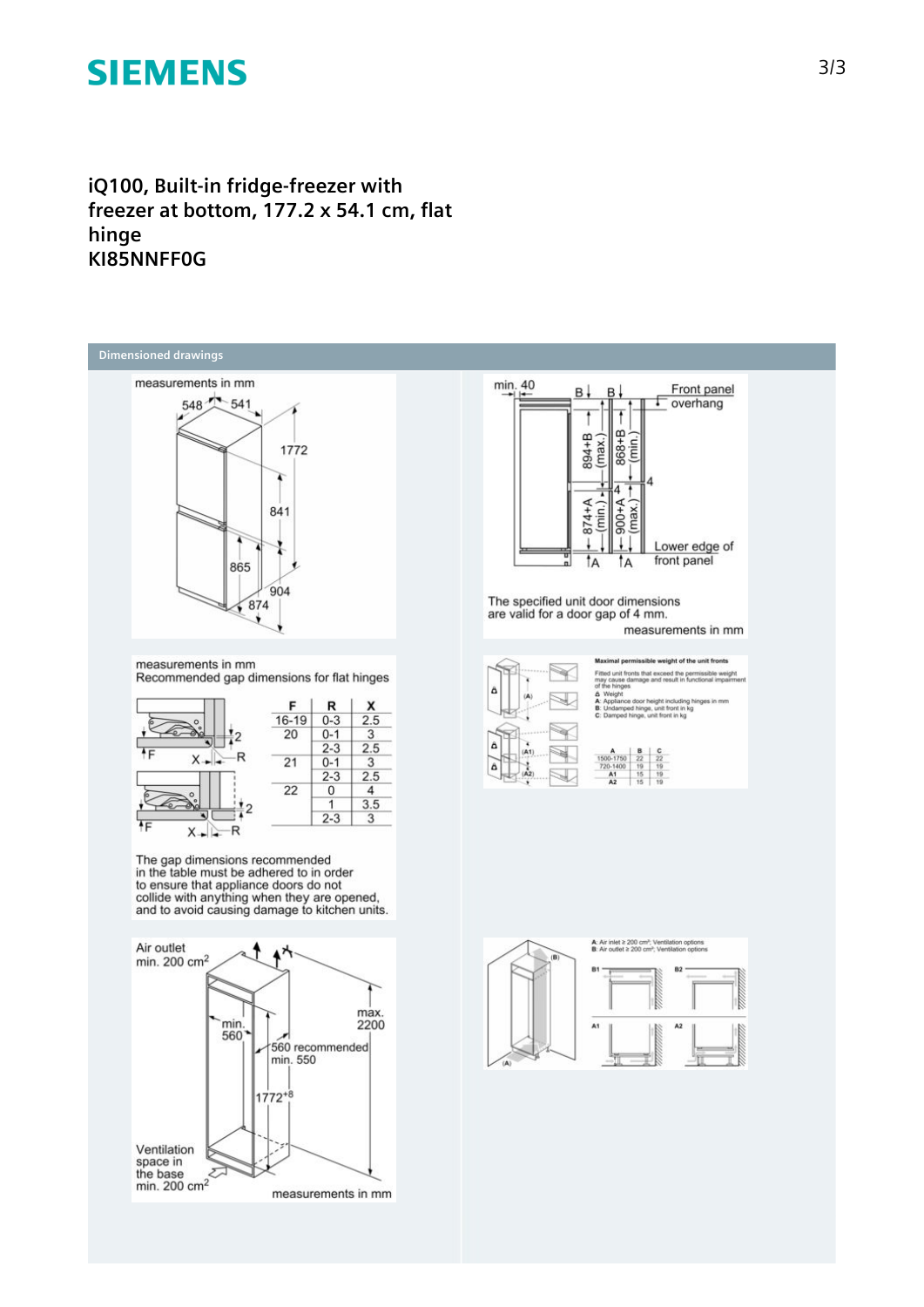**SIEMENS**

## iQ100, Built-in fridge-freezer with freezer at bottom, 177.2 x 54.1 cm, flat hinge
## KI85NNFF0G

### Dimensioned drawings

measurements in mm

548
541
1772
841
865
904
874

min. 40
B
B
Front panel overhang
894+B (max.)
868+B (min.)
4
4
874+A (min.)
900+A (max.)
A
A
Lower edge of front panel

The specified unit door dimensions are valid for a door gap of 4 mm.

measurements in mm

measurements in mm

Recommended gap dimensions for flat hinges

| F | R | X |
|---|---|---|
| 16-19 | 0-3 | 2.5 |
| 20 | 0-1 | 3 |
| | 2-3 | 2.5 |
| 21 | 0-1 | 3 |
| | 2-3 | 2.5 |
| 22 | 0 | 4 |
| | 1 | 3.5 |
| | 2-3 | 3 |

The gap dimensions recommended in the table must be adhered to in order to ensure that appliance doors do not collide with anything when they are opened, and to avoid causing damage to kitchen units.

Maximal permissible weight of the unit fronts

Fitted unit fronts that exceed the permissible weight may cause damage and result in functional impairment of the hinges

Δ Weight
A: Appliance door height including hinges in mm
B: Undamped hinge, unit front in kg
C: Damped hinge, unit front in kg

| A | B | C |
|---|---|---|
| 1500-1750 | 22 | 22 |
| 720-1400 | 19 | 19 |
| A1 | 15 | 19 |
| A2 | 15 | 19 |

Air outlet min. 200 cm²

min. 560

560 recommended min. 550

max. 2200

1772[+8]

Ventilation space in the base min. 200 cm²

measurements in mm

A: Air inlet ≥ 200 cm², Ventilation options
B: Air outlet ≥ 200 cm², Ventilation options

B1
B2
A1
A2